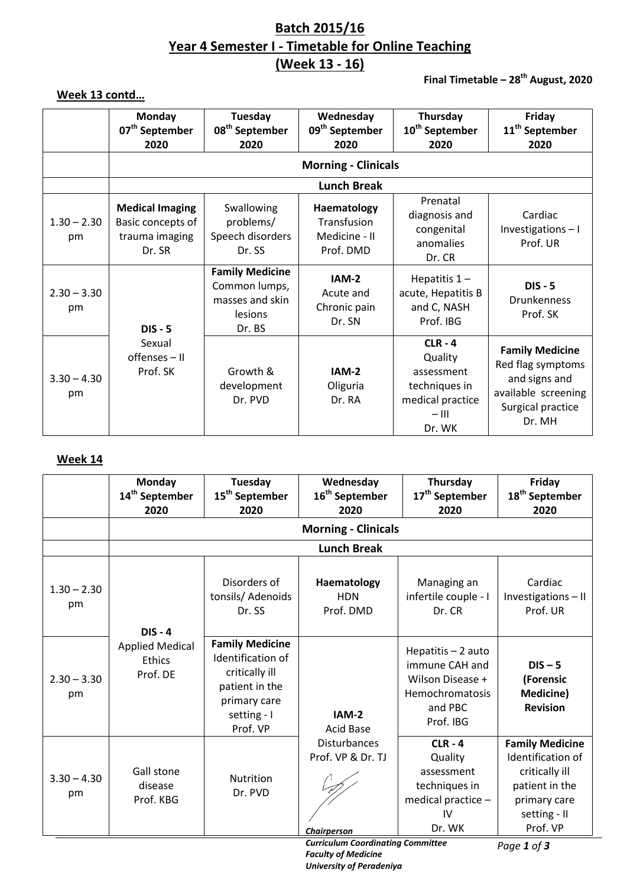# Batch 2015/16

# Year 4 Semester I - Timetable for Online Teaching

# (Week 13 - 16)

**Final Timetable – 28th August, 2020**

### Week 13 contd…

| | Monday 07th September 2020 | Tuesday 08th September 2020 | Wednesday 09th September 2020 | Thursday 10th September 2020 | Friday 11th September 2020 |
|---|---|---|---|---|---|
| | **Morning - Clinicals** | | | | |
| | **Lunch Break** | | | | |
| 1.30 – 2.30 pm | **Medical Imaging** Basic concepts of trauma imaging Dr. SR | Swallowing problems/ Speech disorders Dr. SS | **Haematology** Transfusion Medicine - II Prof. DMD | Prenatal diagnosis and congenital anomalies Dr. CR | Cardiac Investigations – I Prof. UR |
| 2.30 – 3.30 pm | **DIS - 5** Sexual offenses – II Prof. SK | **Family Medicine** Common lumps, masses and skin lesions Dr. BS | **IAM-2** Acute and Chronic pain Dr. SN | Hepatitis 1 – acute, Hepatitis B and C, NASH Prof. IBG | **DIS - 5** Drunkenness Prof. SK |
| 3.30 – 4.30 pm | | Growth & development Dr. PVD | **IAM-2** Oliguria Dr. RA | **CLR - 4** Quality assessment techniques in medical practice – III Dr. WK | **Family Medicine** Red flag symptoms and signs and available screening Surgical practice Dr. MH |

### Week 14

| | Monday 14th September 2020 | Tuesday 15th September 2020 | Wednesday 16th September 2020 | Thursday 17th September 2020 | Friday 18th September 2020 |
|---|---|---|---|---|---|
| | **Morning - Clinicals** | | | | |
| | **Lunch Break** | | | | |
| 1.30 – 2.30 pm | **DIS - 4** Applied Medical Ethics Prof. DE | Disorders of tonsils/ Adenoids Dr. SS | **Haematology** HDN Prof. DMD | Managing an infertile couple - I Dr. CR | Cardiac Investigations – II Prof. UR |
| 2.30 – 3.30 pm | | **Family Medicine** Identification of critically ill patient in the primary care setting - I Prof. VP | **IAM-2** Acid Base Disturbances Prof. VP & Dr. TJ | Hepatitis – 2 auto immune CAH and Wilson Disease + Hemochromatosis and PBC Prof. IBG | **DIS – 5 (Forensic Medicine) Revision** |
| 3.30 – 4.30 pm | Gall stone disease Prof. KBG | Nutrition Dr. PVD | | **CLR - 4** Quality assessment techniques in medical practice – IV Dr. WK | **Family Medicine** Identification of critically ill patient in the primary care setting - II Prof. VP |

*Chairperson*
*Curriculum Coordinating Committee*
*Faculty of Medicine*
*University of Peradeniya*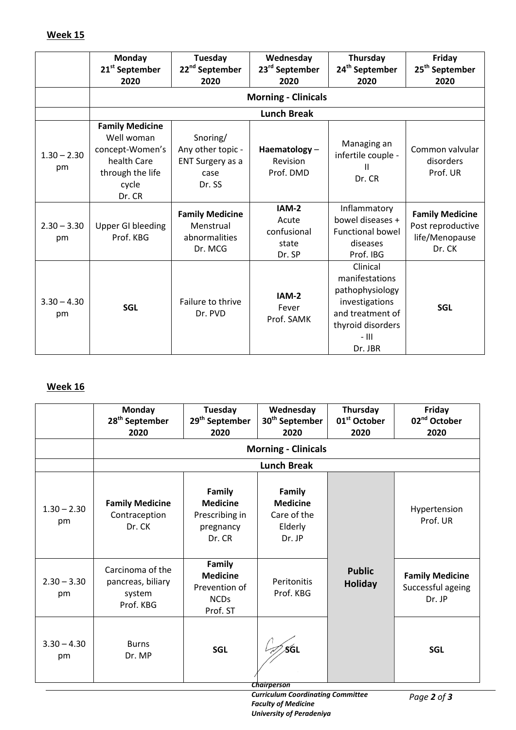**Week 15**

| | Monday 21st September 2020 | Tuesday 22nd September 2020 | Wednesday 23rd September 2020 | Thursday 24th September 2020 | Friday 25th September 2020 |
|---|---|---|---|---|---|
| | **Morning - Clinicals** | | | | |
| | **Lunch Break** | | | | |
| 1.30 – 2.30 pm | **Family Medicine** Well woman concept-Women's health Care through the life cycle Dr. CR | Snoring/ Any other topic - ENT Surgery as a case Dr. SS | **Haematology** – Revision Prof. DMD | Managing an infertile couple - II Dr. CR | Common valvular disorders Prof. UR |
| 2.30 – 3.30 pm | Upper GI bleeding Prof. KBG | **Family Medicine** Menstrual abnormalities Dr. MCG | **IAM-2** Acute confusional state Dr. SP | Inflammatory bowel diseases + Functional bowel diseases Prof. IBG | **Family Medicine** Post reproductive life/Menopause Dr. CK |
| 3.30 – 4.30 pm | **SGL** | Failure to thrive Dr. PVD | **IAM-2** Fever Prof. SAMK | Clinical manifestations pathophysiology investigations and treatment of thyroid disorders - III Dr. JBR | **SGL** |

**Week 16**

| | Monday 28th September 2020 | Tuesday 29th September 2020 | Wednesday 30th September 2020 | Thursday 01st October 2020 | Friday 02nd October 2020 |
|---|---|---|---|---|---|
| | **Morning - Clinicals** | | | | |
| | **Lunch Break** | | | | |
| 1.30 – 2.30 pm | **Family Medicine** Contraception Dr. CK | **Family Medicine** Prescribing in pregnancy Dr. CR | **Family Medicine** Care of the Elderly Dr. JP | **Public Holiday** | Hypertension Prof. UR |
| 2.30 – 3.30 pm | Carcinoma of the pancreas, biliary system Prof. KBG | **Family Medicine** Prevention of NCDs Prof. ST | Peritonitis Prof. KBG | | **Family Medicine** Successful ageing Dr. JP |
| 3.30 – 4.30 pm | Burns Dr. MP | **SGL** | **SGL** | | **SGL** |

*Chairperson*
*Curriculum Coordinating Committee*
*Faculty of Medicine*
*University of Peradeniya*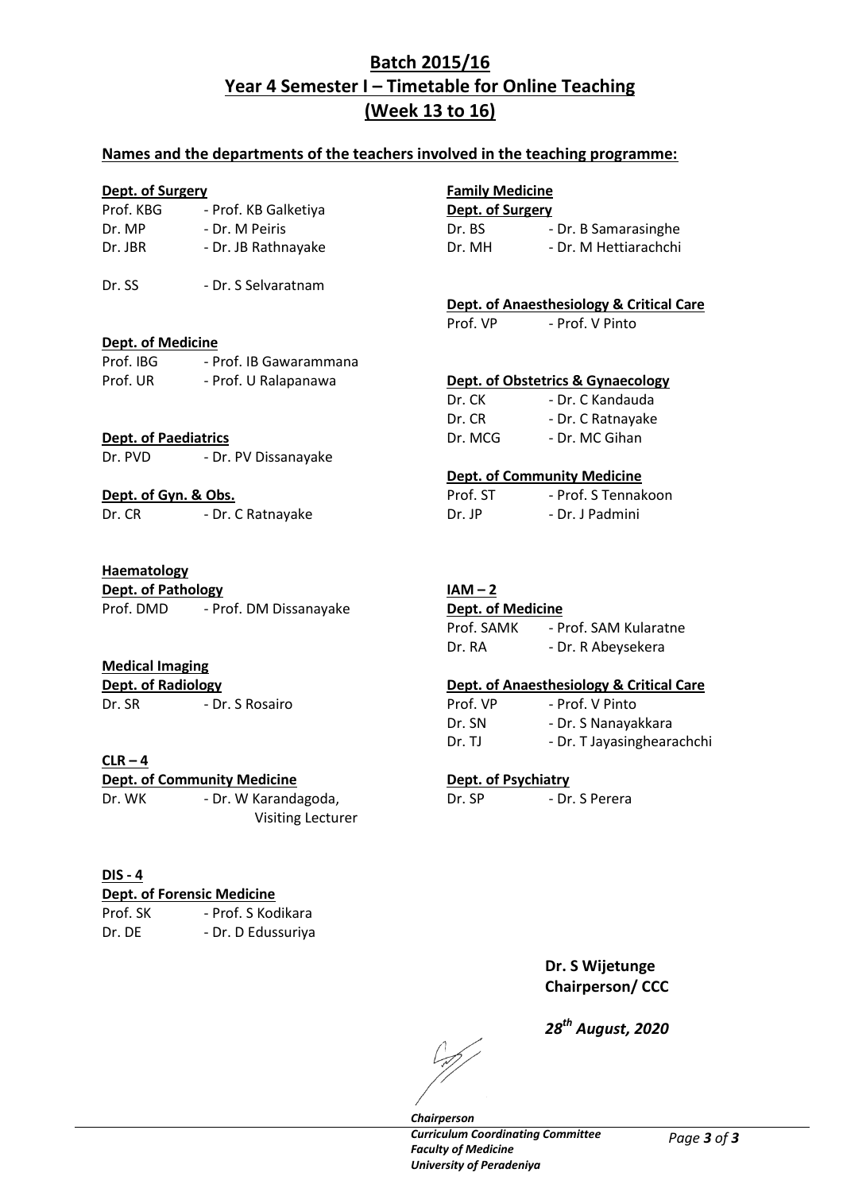# Batch 2015/16
# Year 4 Semester I – Timetable for Online Teaching
# (Week 13 to 16)

## Names and the departments of the teachers involved in the teaching programme:

**Dept. of Surgery**

Prof. KBG - Prof. KB Galketiya
Dr. MP - Dr. M Peiris
Dr. JBR - Dr. JB Rathnayake

Dr. SS - Dr. S Selvaratnam

**Dept. of Medicine**

Prof. IBG - Prof. IB Gawarammana
Prof. UR - Prof. U Ralapanawa

**Dept. of Paediatrics**

Dr. PVD - Dr. PV Dissanayake

**Dept. of Gyn. & Obs.**

Dr. CR - Dr. C Ratnayake

**Family Medicine**

**Dept. of Surgery**

Dr. BS - Dr. B Samarasinghe
Dr. MH - Dr. M Hettiarachchi

**Dept. of Anaesthesiology & Critical Care**

Prof. VP - Prof. V Pinto

**Dept. of Obstetrics & Gynaecology**

Dr. CK - Dr. C Kandauda
Dr. CR - Dr. C Ratnayake
Dr. MCG - Dr. MC Gihan

**Dept. of Community Medicine**

Prof. ST - Prof. S Tennakoon
Dr. JP - Dr. J Padmini

**Haematology**

**Dept. of Pathology**

Prof. DMD - Prof. DM Dissanayake

**Medical Imaging**

**Dept. of Radiology**

Dr. SR - Dr. S Rosairo

**CLR – 4**

**Dept. of Community Medicine**

Dr. WK - Dr. W Karandagoda, Visiting Lecturer

**DIS - 4**

**Dept. of Forensic Medicine**

Prof. SK - Prof. S Kodikara
Dr. DE - Dr. D Edussuriya

**IAM – 2**

**Dept. of Medicine**

Prof. SAMK - Prof. SAM Kularatne
Dr. RA - Dr. R Abeysekera

**Dept. of Anaesthesiology & Critical Care**

Prof. VP - Prof. V Pinto
Dr. SN - Dr. S Nanayakkara
Dr. TJ - Dr. T Jayasinghearachchi

**Dept. of Psychiatry**

Dr. SP - Dr. S Perera

**Dr. S Wijetunge**
**Chairperson/ CCC**

***28th August, 2020***

*Chairperson*
*Curriculum Coordinating Committee*
*Faculty of Medicine*
*University of Peradeniya*